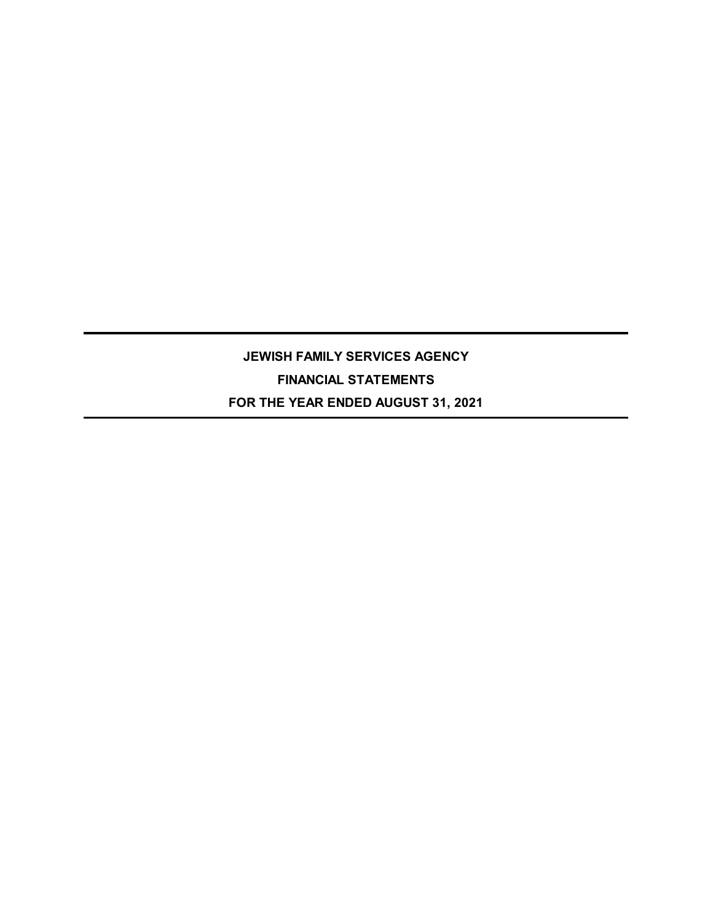# JEWISH FAMILY SERVICES AGENCY

## FINANCIAL STATEMENTS

## FOR THE YEAR ENDED AUGUST 31, 2021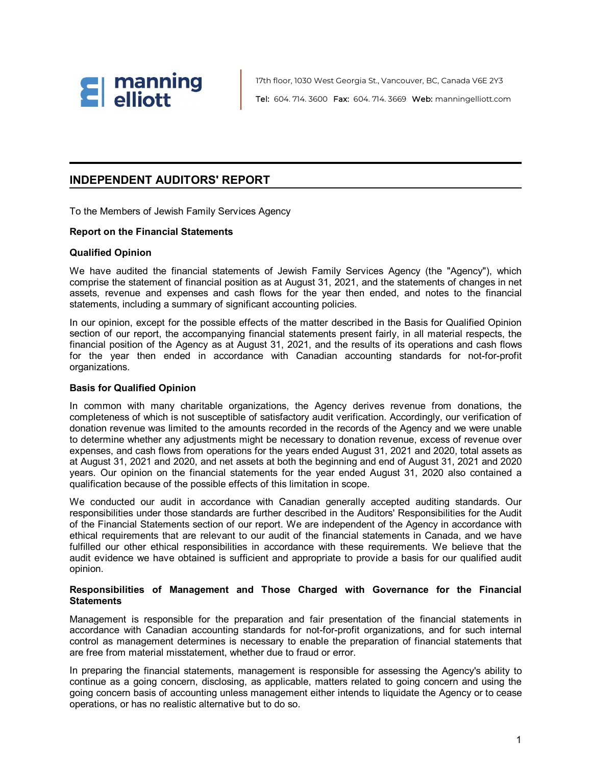manning elliott

17th floor, 1030 West Georgia St., Vancouver, BC, Canada V6E 2Y3

Tel: 604. 714. 3600 Fax: 604. 714. 3669 Web: manningelliott.com

## INDEPENDENT AUDITORS' REPORT

To the Members of Jewish Family Services Agency

**Report on the Financial Statements**

**Qualified Opinion**

We have audited the financial statements of Jewish Family Services Agency (the "Agency"), which comprise the statement of financial position as at August 31, 2021, and the statements of changes in net assets, revenue and expenses and cash flows for the year then ended, and notes to the financial statements, including a summary of significant accounting policies.

In our opinion, except for the possible effects of the matter described in the Basis for Qualified Opinion section of our report, the accompanying financial statements present fairly, in all material respects, the financial position of the Agency as at August 31, 2021, and the results of its operations and cash flows for the year then ended in accordance with Canadian accounting standards for not-for-profit organizations.

**Basis for Qualified Opinion**

In common with many charitable organizations, the Agency derives revenue from donations, the completeness of which is not susceptible of satisfactory audit verification. Accordingly, our verification of donation revenue was limited to the amounts recorded in the records of the Agency and we were unable to determine whether any adjustments might be necessary to donation revenue, excess of revenue over expenses, and cash flows from operations for the years ended August 31, 2021 and 2020, total assets as at August 31, 2021 and 2020, and net assets at both the beginning and end of August 31, 2021 and 2020 years. Our opinion on the financial statements for the year ended August 31, 2020 also contained a qualification because of the possible effects of this limitation in scope.

We conducted our audit in accordance with Canadian generally accepted auditing standards. Our responsibilities under those standards are further described in the Auditors' Responsibilities for the Audit of the Financial Statements section of our report. We are independent of the Agency in accordance with ethical requirements that are relevant to our audit of the financial statements in Canada, and we have fulfilled our other ethical responsibilities in accordance with these requirements. We believe that the audit evidence we have obtained is sufficient and appropriate to provide a basis for our qualified audit opinion.

**Responsibilities of Management and Those Charged with Governance for the Financial Statements**

Management is responsible for the preparation and fair presentation of the financial statements in accordance with Canadian accounting standards for not-for-profit organizations, and for such internal control as management determines is necessary to enable the preparation of financial statements that are free from material misstatement, whether due to fraud or error.

In preparing the financial statements, management is responsible for assessing the Agency's ability to continue as a going concern, disclosing, as applicable, matters related to going concern and using the going concern basis of accounting unless management either intends to liquidate the Agency or to cease operations, or has no realistic alternative but to do so.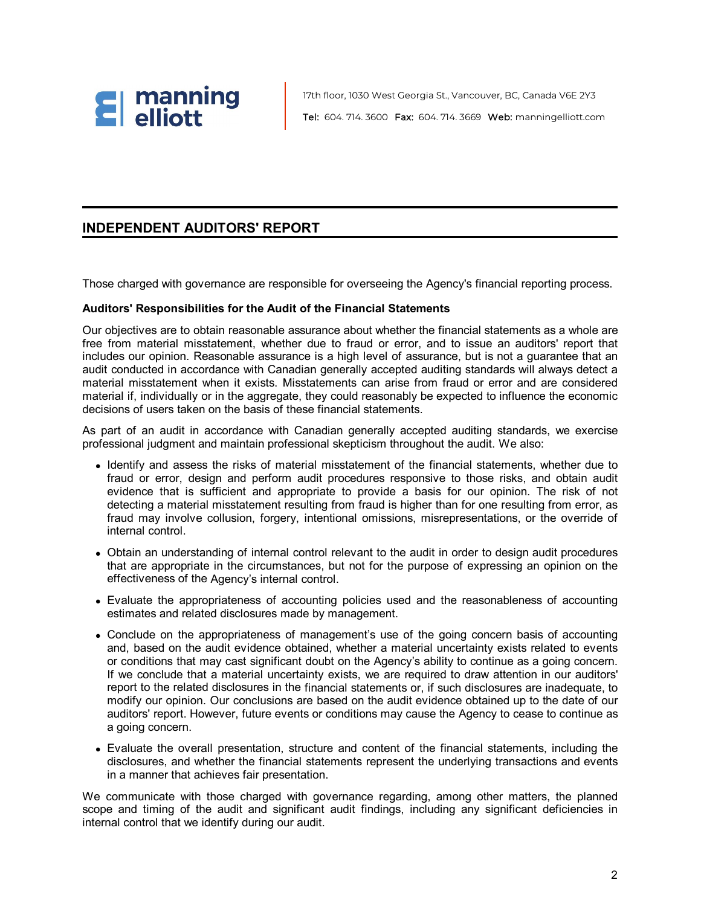## INDEPENDENT AUDITORS' REPORT

Those charged with governance are responsible for overseeing the Agency's financial reporting process.

**Auditors' Responsibilities for the Audit of the Financial Statements**

Our objectives are to obtain reasonable assurance about whether the financial statements as a whole are free from material misstatement, whether due to fraud or error, and to issue an auditors' report that includes our opinion. Reasonable assurance is a high level of assurance, but is not a guarantee that an audit conducted in accordance with Canadian generally accepted auditing standards will always detect a material misstatement when it exists. Misstatements can arise from fraud or error and are considered material if, individually or in the aggregate, they could reasonably be expected to influence the economic decisions of users taken on the basis of these financial statements.

As part of an audit in accordance with Canadian generally accepted auditing standards, we exercise professional judgment and maintain professional skepticism throughout the audit. We also:

- Identify and assess the risks of material misstatement of the financial statements, whether due to fraud or error, design and perform audit procedures responsive to those risks, and obtain audit evidence that is sufficient and appropriate to provide a basis for our opinion. The risk of not detecting a material misstatement resulting from fraud is higher than for one resulting from error, as fraud may involve collusion, forgery, intentional omissions, misrepresentations, or the override of internal control.
- Obtain an understanding of internal control relevant to the audit in order to design audit procedures that are appropriate in the circumstances, but not for the purpose of expressing an opinion on the effectiveness of the Agency's internal control.
- Evaluate the appropriateness of accounting policies used and the reasonableness of accounting estimates and related disclosures made by management.
- Conclude on the appropriateness of management's use of the going concern basis of accounting and, based on the audit evidence obtained, whether a material uncertainty exists related to events or conditions that may cast significant doubt on the Agency's ability to continue as a going concern. If we conclude that a material uncertainty exists, we are required to draw attention in our auditors' report to the related disclosures in the financial statements or, if such disclosures are inadequate, to modify our opinion. Our conclusions are based on the audit evidence obtained up to the date of our auditors' report. However, future events or conditions may cause the Agency to cease to continue as a going concern.
- Evaluate the overall presentation, structure and content of the financial statements, including the disclosures, and whether the financial statements represent the underlying transactions and events in a manner that achieves fair presentation.

We communicate with those charged with governance regarding, among other matters, the planned scope and timing of the audit and significant audit findings, including any significant deficiencies in internal control that we identify during our audit.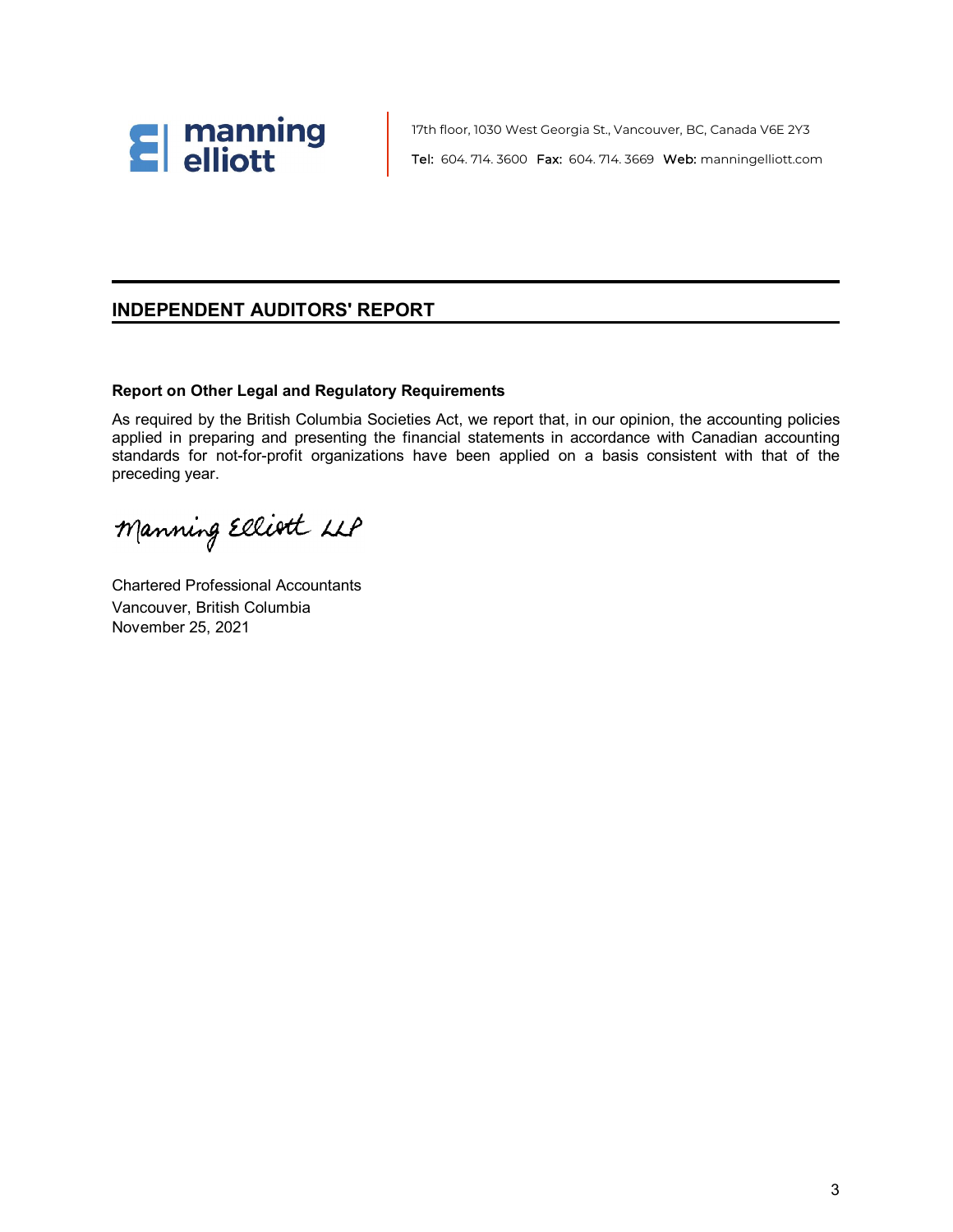manning elliott

17th floor, 1030 West Georgia St., Vancouver, BC, Canada V6E 2Y3

**Tel:** 604. 714. 3600 **Fax:** 604. 714. 3669 **Web:** manningelliott.com

## INDEPENDENT AUDITORS' REPORT

### Report on Other Legal and Regulatory Requirements

As required by the British Columbia Societies Act, we report that, in our opinion, the accounting policies applied in preparing and presenting the financial statements in accordance with Canadian accounting standards for not-for-profit organizations have been applied on a basis consistent with that of the preceding year.

Manning Elliott LLP

Chartered Professional Accountants
Vancouver, British Columbia
November 25, 2021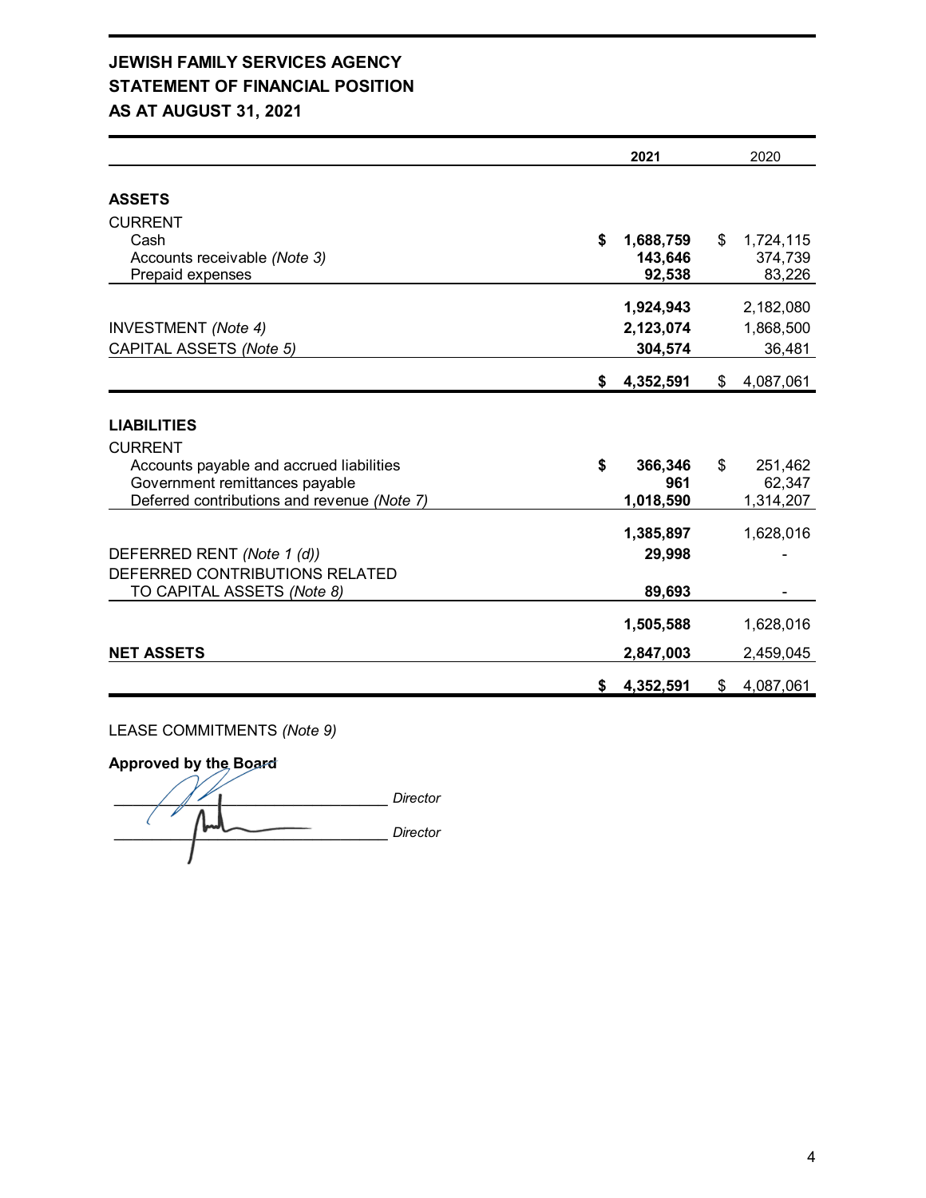**JEWISH FAMILY SERVICES AGENCY**
**STATEMENT OF FINANCIAL POSITION**
**AS AT AUGUST 31, 2021**

| | 2021 | 2020 |
|---|---|---|
| **ASSETS** | | |
| CURRENT | | |
| Cash | **$ 1,688,759** | $ 1,724,115 |
| Accounts receivable *(Note 3)* | **143,646** | 374,739 |
| Prepaid expenses | **92,538** | 83,226 |
| | **1,924,943** | 2,182,080 |
| INVESTMENT *(Note 4)* | **2,123,074** | 1,868,500 |
| CAPITAL ASSETS *(Note 5)* | **304,574** | 36,481 |
| | **$ 4,352,591** | $ 4,087,061 |
| **LIABILITIES** | | |
| CURRENT | | |
| Accounts payable and accrued liabilities | **$ 366,346** | $ 251,462 |
| Government remittances payable | **961** | 62,347 |
| Deferred contributions and revenue *(Note 7)* | **1,018,590** | 1,314,207 |
| | **1,385,897** | 1,628,016 |
| DEFERRED RENT *(Note 1 (d))* | **29,998** | - |
| DEFERRED CONTRIBUTIONS RELATED TO CAPITAL ASSETS *(Note 8)* | **89,693** | - |
| | **1,505,588** | 1,628,016 |
| **NET ASSETS** | **2,847,003** | 2,459,045 |
| | **$ 4,352,591** | $ 4,087,061 |

LEASE COMMITMENTS *(Note 9)*

**Approved by the Board**

_______________________________ *Director*

_______________________________ *Director*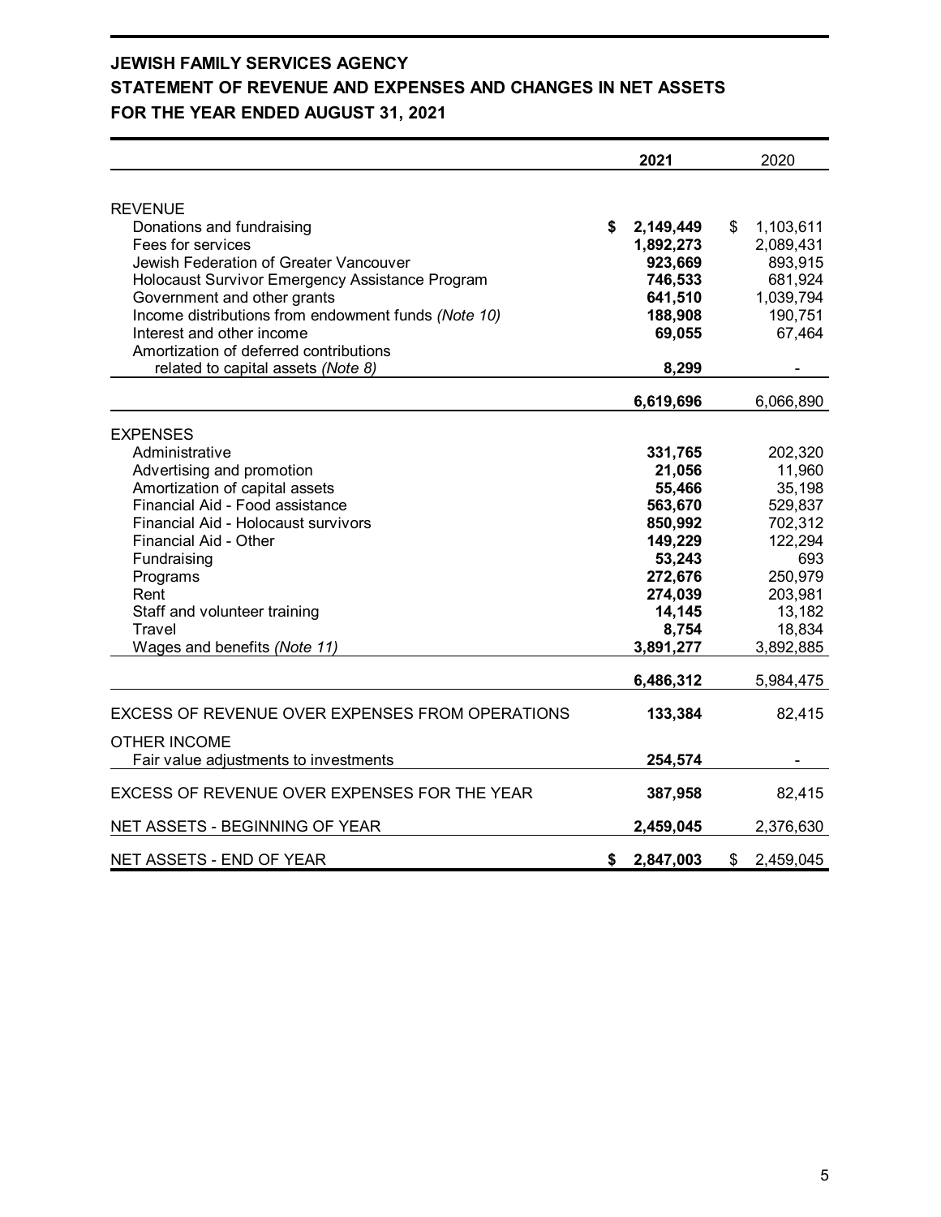# JEWISH FAMILY SERVICES AGENCY
## STATEMENT OF REVENUE AND EXPENSES AND CHANGES IN NET ASSETS
## FOR THE YEAR ENDED AUGUST 31, 2021

| | **2021** | 2020 |
|---|---|---|
| REVENUE | | |
| Donations and fundraising | **$ 2,149,449** | $ 1,103,611 |
| Fees for services | **1,892,273** | 2,089,431 |
| Jewish Federation of Greater Vancouver | **923,669** | 893,915 |
| Holocaust Survivor Emergency Assistance Program | **746,533** | 681,924 |
| Government and other grants | **641,510** | 1,039,794 |
| Income distributions from endowment funds *(Note 10)* | **188,908** | 190,751 |
| Interest and other income | **69,055** | 67,464 |
| Amortization of deferred contributions related to capital assets *(Note 8)* | **8,299** | - |
| | **6,619,696** | 6,066,890 |
| EXPENSES | | |
| Administrative | **331,765** | 202,320 |
| Advertising and promotion | **21,056** | 11,960 |
| Amortization of capital assets | **55,466** | 35,198 |
| Financial Aid - Food assistance | **563,670** | 529,837 |
| Financial Aid - Holocaust survivors | **850,992** | 702,312 |
| Financial Aid - Other | **149,229** | 122,294 |
| Fundraising | **53,243** | 693 |
| Programs | **272,676** | 250,979 |
| Rent | **274,039** | 203,981 |
| Staff and volunteer training | **14,145** | 13,182 |
| Travel | **8,754** | 18,834 |
| Wages and benefits *(Note 11)* | **3,891,277** | 3,892,885 |
| | **6,486,312** | 5,984,475 |
| EXCESS OF REVENUE OVER EXPENSES FROM OPERATIONS | **133,384** | 82,415 |
| OTHER INCOME | | |
| Fair value adjustments to investments | **254,574** | - |
| EXCESS OF REVENUE OVER EXPENSES FOR THE YEAR | **387,958** | 82,415 |
| NET ASSETS - BEGINNING OF YEAR | **2,459,045** | 2,376,630 |
| NET ASSETS - END OF YEAR | **$ 2,847,003** | $ 2,459,045 |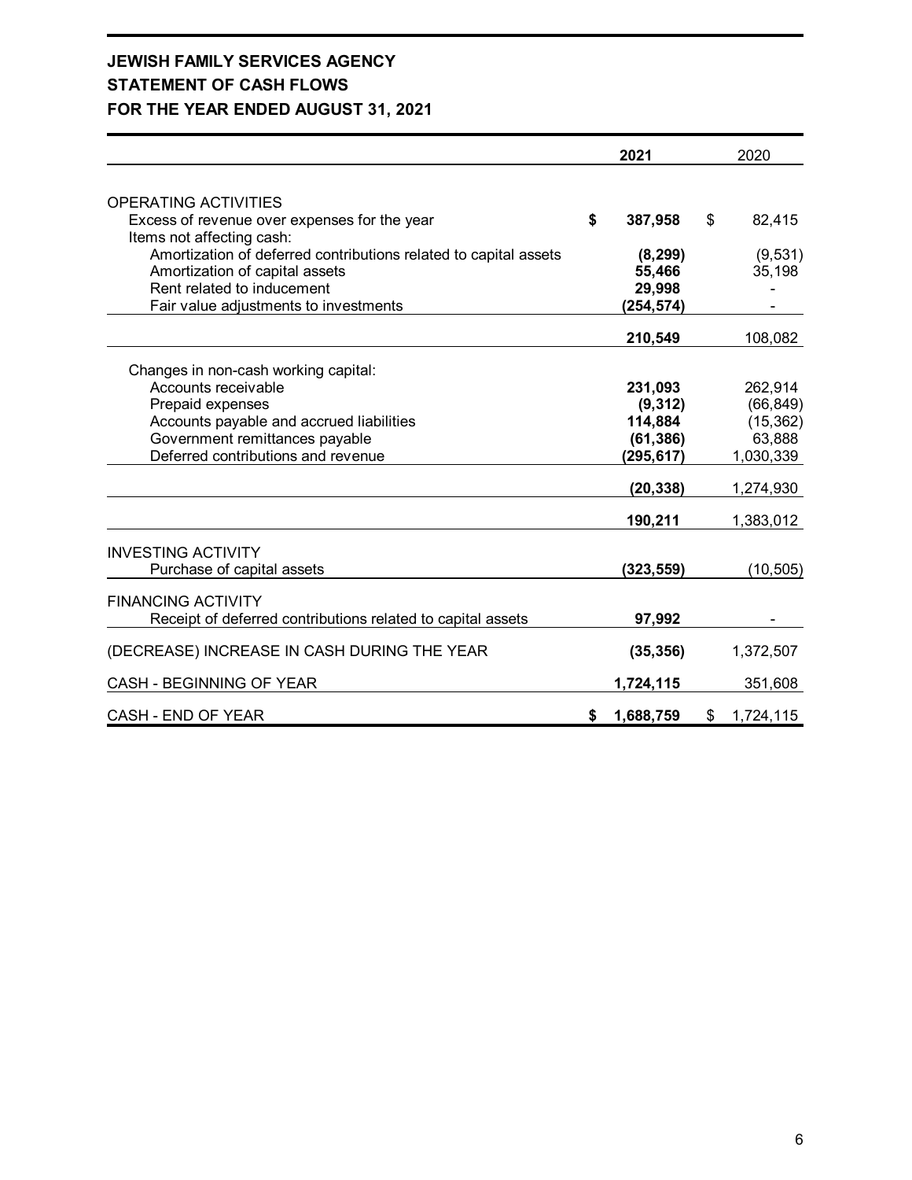# JEWISH FAMILY SERVICES AGENCY
## STATEMENT OF CASH FLOWS
## FOR THE YEAR ENDED AUGUST 31, 2021

| | 2021 | 2020 |
|---|---|---|
| OPERATING ACTIVITIES | | |
| Excess of revenue over expenses for the year | **$ 387,958** | $ 82,415 |
| Items not affecting cash: | | |
| Amortization of deferred contributions related to capital assets | **(8,299)** | (9,531) |
| Amortization of capital assets | **55,466** | 35,198 |
| Rent related to inducement | **29,998** | - |
| Fair value adjustments to investments | **(254,574)** | - |
| | **210,549** | 108,082 |
| Changes in non-cash working capital: | | |
| Accounts receivable | **231,093** | 262,914 |
| Prepaid expenses | **(9,312)** | (66,849) |
| Accounts payable and accrued liabilities | **114,884** | (15,362) |
| Government remittances payable | **(61,386)** | 63,888 |
| Deferred contributions and revenue | **(295,617)** | 1,030,339 |
| | **(20,338)** | 1,274,930 |
| | **190,211** | 1,383,012 |
| INVESTING ACTIVITY | | |
| Purchase of capital assets | **(323,559)** | (10,505) |
| FINANCING ACTIVITY | | |
| Receipt of deferred contributions related to capital assets | **97,992** | - |
| (DECREASE) INCREASE IN CASH DURING THE YEAR | **(35,356)** | 1,372,507 |
| CASH - BEGINNING OF YEAR | **1,724,115** | 351,608 |
| CASH - END OF YEAR | **$ 1,688,759** | $ 1,724,115 |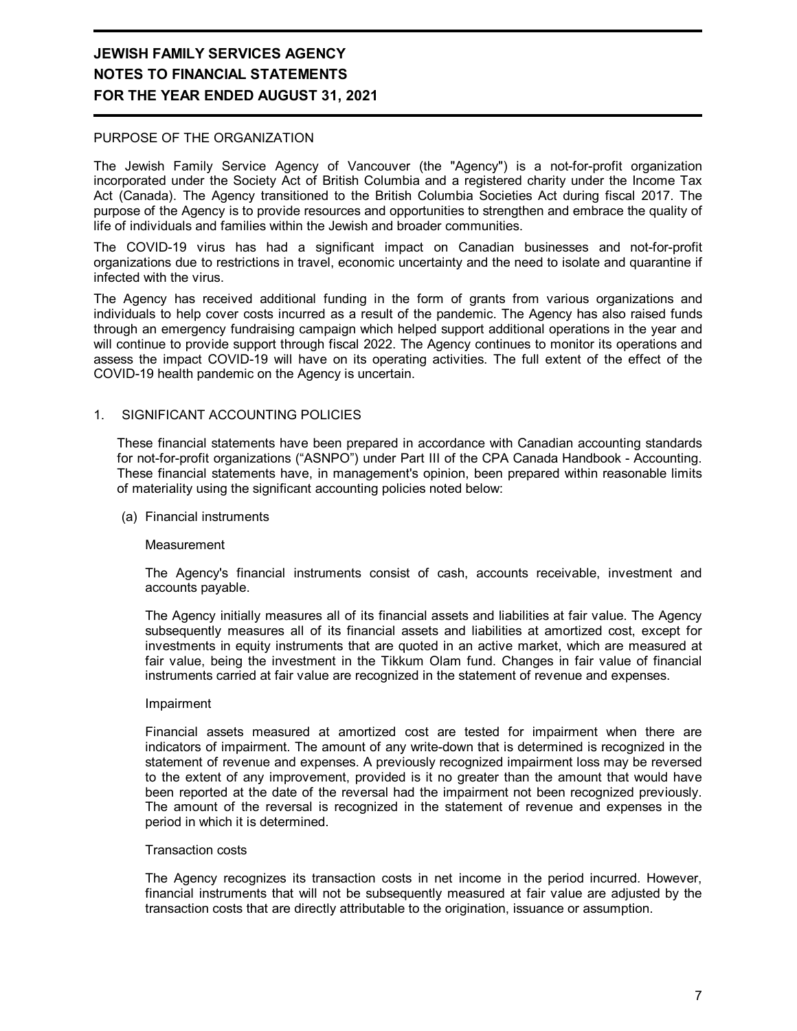# JEWISH FAMILY SERVICES AGENCY
# NOTES TO FINANCIAL STATEMENTS
# FOR THE YEAR ENDED AUGUST 31, 2021

PURPOSE OF THE ORGANIZATION

The Jewish Family Service Agency of Vancouver (the "Agency") is a not-for-profit organization incorporated under the Society Act of British Columbia and a registered charity under the Income Tax Act (Canada). The Agency transitioned to the British Columbia Societies Act during fiscal 2017. The purpose of the Agency is to provide resources and opportunities to strengthen and embrace the quality of life of individuals and families within the Jewish and broader communities.

The COVID-19 virus has had a significant impact on Canadian businesses and not-for-profit organizations due to restrictions in travel, economic uncertainty and the need to isolate and quarantine if infected with the virus.

The Agency has received additional funding in the form of grants from various organizations and individuals to help cover costs incurred as a result of the pandemic. The Agency has also raised funds through an emergency fundraising campaign which helped support additional operations in the year and will continue to provide support through fiscal 2022. The Agency continues to monitor its operations and assess the impact COVID-19 will have on its operating activities. The full extent of the effect of the COVID-19 health pandemic on the Agency is uncertain.

1. SIGNIFICANT ACCOUNTING POLICIES

These financial statements have been prepared in accordance with Canadian accounting standards for not-for-profit organizations ("ASNPO") under Part III of the CPA Canada Handbook - Accounting. These financial statements have, in management's opinion, been prepared within reasonable limits of materiality using the significant accounting policies noted below:

(a) Financial instruments

Measurement

The Agency's financial instruments consist of cash, accounts receivable, investment and accounts payable.

The Agency initially measures all of its financial assets and liabilities at fair value. The Agency subsequently measures all of its financial assets and liabilities at amortized cost, except for investments in equity instruments that are quoted in an active market, which are measured at fair value, being the investment in the Tikkum Olam fund. Changes in fair value of financial instruments carried at fair value are recognized in the statement of revenue and expenses.

Impairment

Financial assets measured at amortized cost are tested for impairment when there are indicators of impairment. The amount of any write-down that is determined is recognized in the statement of revenue and expenses. A previously recognized impairment loss may be reversed to the extent of any improvement, provided is it no greater than the amount that would have been reported at the date of the reversal had the impairment not been recognized previously. The amount of the reversal is recognized in the statement of revenue and expenses in the period in which it is determined.

Transaction costs

The Agency recognizes its transaction costs in net income in the period incurred. However, financial instruments that will not be subsequently measured at fair value are adjusted by the transaction costs that are directly attributable to the origination, issuance or assumption.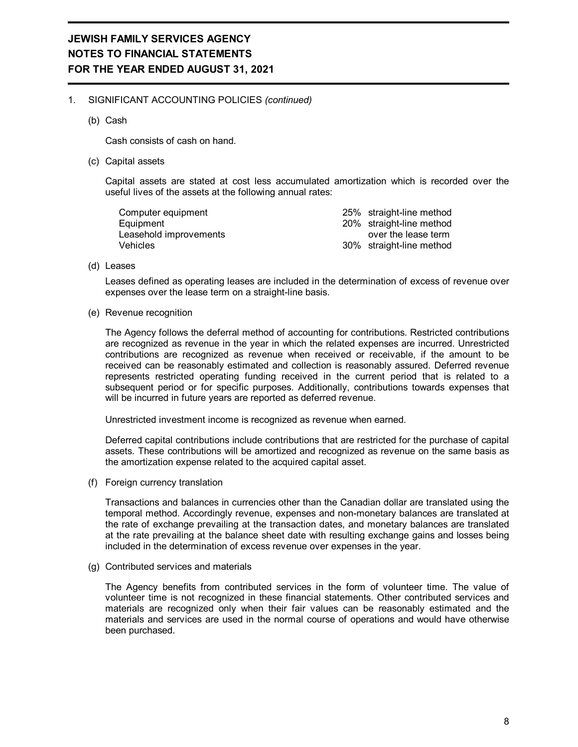# JEWISH FAMILY SERVICES AGENCY
# NOTES TO FINANCIAL STATEMENTS
# FOR THE YEAR ENDED AUGUST 31, 2021

1. SIGNIFICANT ACCOUNTING POLICIES *(continued)*

(b) Cash

Cash consists of cash on hand.

(c) Capital assets

Capital assets are stated at cost less accumulated amortization which is recorded over the useful lives of the assets at the following annual rates:

| | |
|---|---|
| Computer equipment | 25% straight-line method |
| Equipment | 20% straight-line method |
| Leasehold improvements | over the lease term |
| Vehicles | 30% straight-line method |

(d) Leases

Leases defined as operating leases are included in the determination of excess of revenue over expenses over the lease term on a straight-line basis.

(e) Revenue recognition

The Agency follows the deferral method of accounting for contributions. Restricted contributions are recognized as revenue in the year in which the related expenses are incurred. Unrestricted contributions are recognized as revenue when received or receivable, if the amount to be received can be reasonably estimated and collection is reasonably assured. Deferred revenue represents restricted operating funding received in the current period that is related to a subsequent period or for specific purposes. Additionally, contributions towards expenses that will be incurred in future years are reported as deferred revenue.

Unrestricted investment income is recognized as revenue when earned.

Deferred capital contributions include contributions that are restricted for the purchase of capital assets. These contributions will be amortized and recognized as revenue on the same basis as the amortization expense related to the acquired capital asset.

(f) Foreign currency translation

Transactions and balances in currencies other than the Canadian dollar are translated using the temporal method. Accordingly revenue, expenses and non-monetary balances are translated at the rate of exchange prevailing at the transaction dates, and monetary balances are translated at the rate prevailing at the balance sheet date with resulting exchange gains and losses being included in the determination of excess revenue over expenses in the year.

(g) Contributed services and materials

The Agency benefits from contributed services in the form of volunteer time. The value of volunteer time is not recognized in these financial statements. Other contributed services and materials are recognized only when their fair values can be reasonably estimated and the materials and services are used in the normal course of operations and would have otherwise been purchased.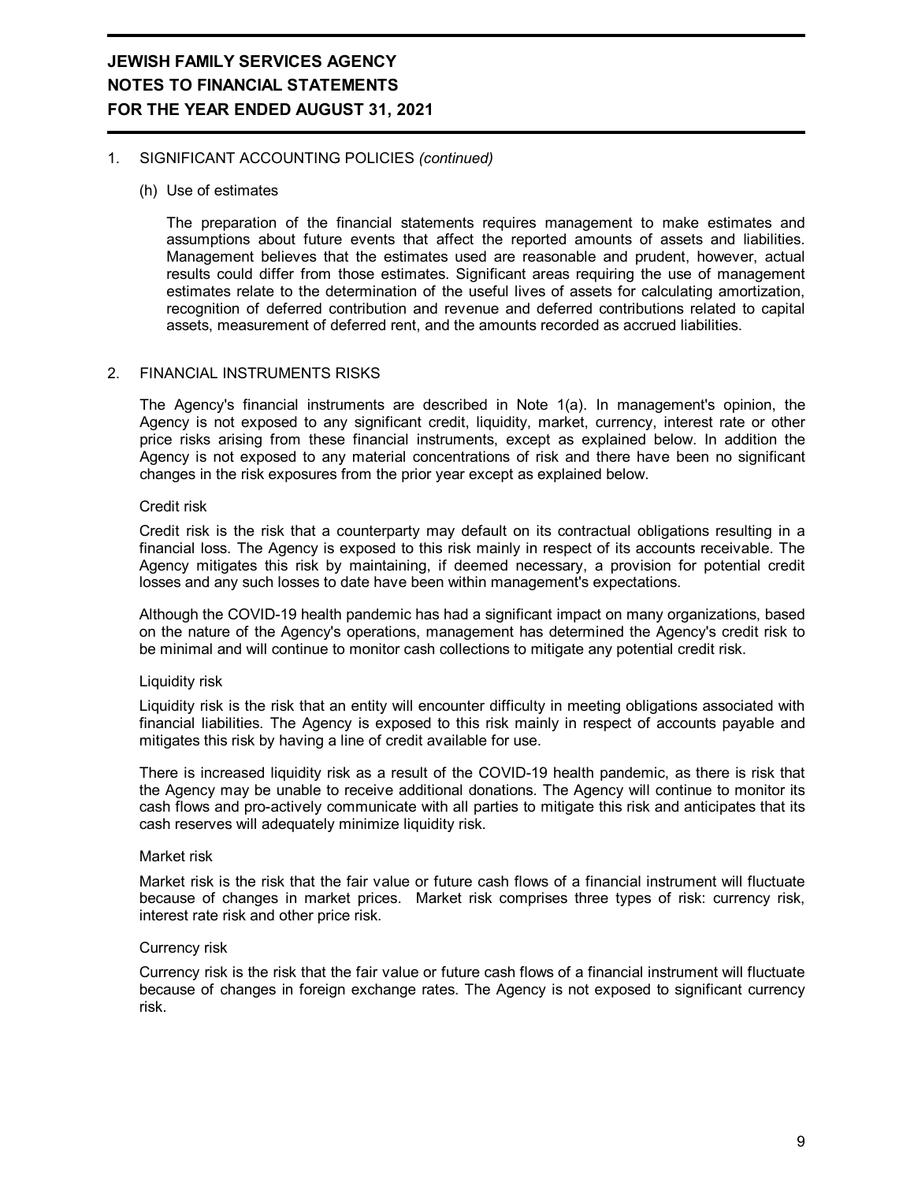# JEWISH FAMILY SERVICES AGENCY
# NOTES TO FINANCIAL STATEMENTS
# FOR THE YEAR ENDED AUGUST 31, 2021

1. SIGNIFICANT ACCOUNTING POLICIES *(continued)*

   (h) Use of estimates

   The preparation of the financial statements requires management to make estimates and assumptions about future events that affect the reported amounts of assets and liabilities. Management believes that the estimates used are reasonable and prudent, however, actual results could differ from those estimates. Significant areas requiring the use of management estimates relate to the determination of the useful lives of assets for calculating amortization, recognition of deferred contribution and revenue and deferred contributions related to capital assets, measurement of deferred rent, and the amounts recorded as accrued liabilities.

2. FINANCIAL INSTRUMENTS RISKS

The Agency's financial instruments are described in Note 1(a). In management's opinion, the Agency is not exposed to any significant credit, liquidity, market, currency, interest rate or other price risks arising from these financial instruments, except as explained below. In addition the Agency is not exposed to any material concentrations of risk and there have been no significant changes in the risk exposures from the prior year except as explained below.

Credit risk

Credit risk is the risk that a counterparty may default on its contractual obligations resulting in a financial loss. The Agency is exposed to this risk mainly in respect of its accounts receivable. The Agency mitigates this risk by maintaining, if deemed necessary, a provision for potential credit losses and any such losses to date have been within management's expectations.

Although the COVID-19 health pandemic has had a significant impact on many organizations, based on the nature of the Agency's operations, management has determined the Agency's credit risk to be minimal and will continue to monitor cash collections to mitigate any potential credit risk.

Liquidity risk

Liquidity risk is the risk that an entity will encounter difficulty in meeting obligations associated with financial liabilities. The Agency is exposed to this risk mainly in respect of accounts payable and mitigates this risk by having a line of credit available for use.

There is increased liquidity risk as a result of the COVID-19 health pandemic, as there is risk that the Agency may be unable to receive additional donations. The Agency will continue to monitor its cash flows and pro-actively communicate with all parties to mitigate this risk and anticipates that its cash reserves will adequately minimize liquidity risk.

Market risk

Market risk is the risk that the fair value or future cash flows of a financial instrument will fluctuate because of changes in market prices. Market risk comprises three types of risk: currency risk, interest rate risk and other price risk.

Currency risk

Currency risk is the risk that the fair value or future cash flows of a financial instrument will fluctuate because of changes in foreign exchange rates. The Agency is not exposed to significant currency risk.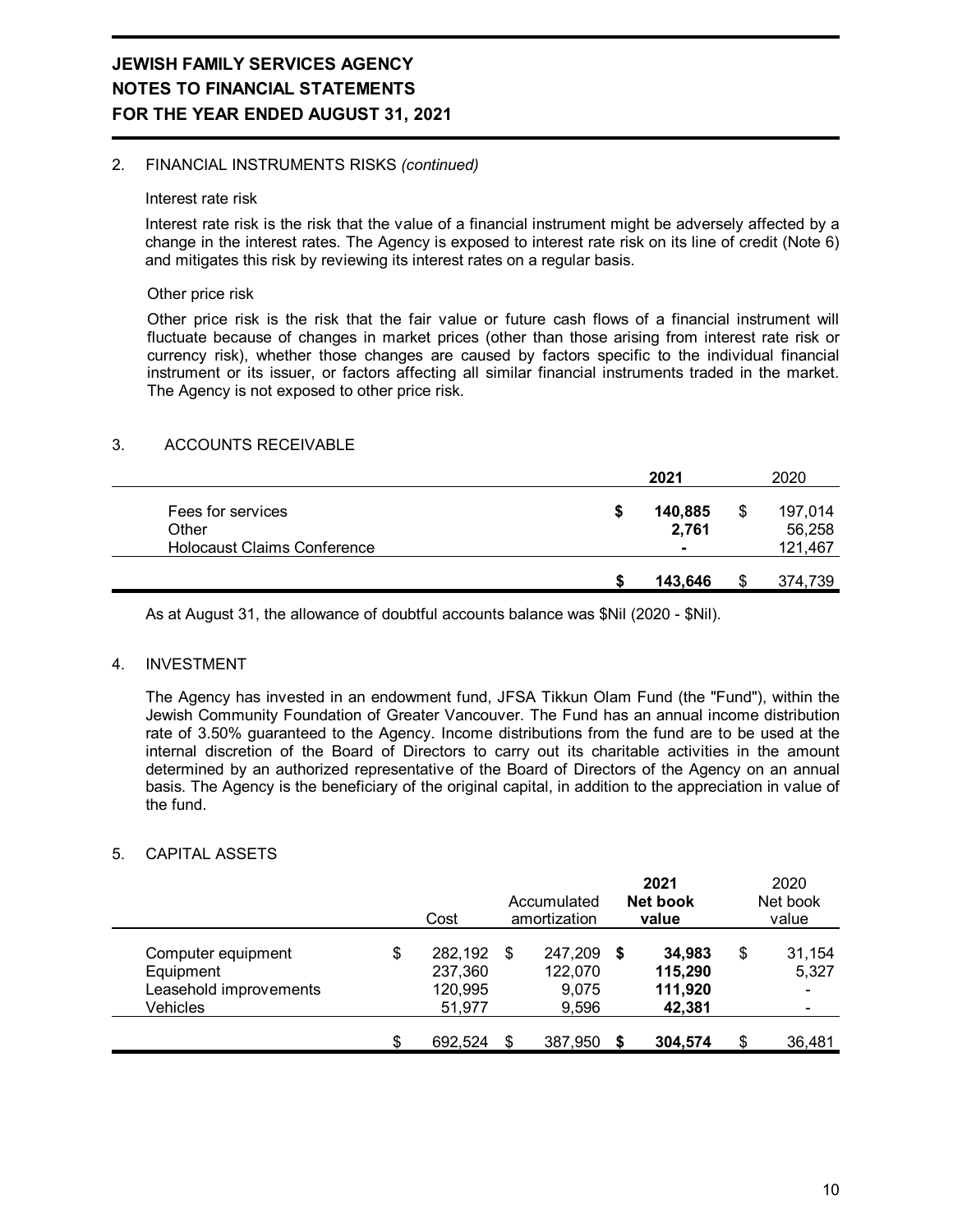## 2. FINANCIAL INSTRUMENTS RISKS *(continued)*

### Interest rate risk

Interest rate risk is the risk that the value of a financial instrument might be adversely affected by a change in the interest rates. The Agency is exposed to interest rate risk on its line of credit (Note 6) and mitigates this risk by reviewing its interest rates on a regular basis.

### Other price risk

Other price risk is the risk that the fair value or future cash flows of a financial instrument will fluctuate because of changes in market prices (other than those arising from interest rate risk or currency risk), whether those changes are caused by factors specific to the individual financial instrument or its issuer, or factors affecting all similar financial instruments traded in the market. The Agency is not exposed to other price risk.

## 3. ACCOUNTS RECEIVABLE

| | **2021** | 2020 |
|---|---|---|
| Fees for services | **$ 140,885** | $ 197,014 |
| Other | **2,761** | 56,258 |
| Holocaust Claims Conference | **-** | 121,467 |
| | **$ 143,646** | $ 374,739 |

As at August 31, the allowance of doubtful accounts balance was $Nil (2020 - $Nil).

## 4. INVESTMENT

The Agency has invested in an endowment fund, JFSA Tikkun Olam Fund (the "Fund"), within the Jewish Community Foundation of Greater Vancouver. The Fund has an annual income distribution rate of 3.50% guaranteed to the Agency. Income distributions from the fund are to be used at the internal discretion of the Board of Directors to carry out its charitable activities in the amount determined by an authorized representative of the Board of Directors of the Agency on an annual basis. The Agency is the beneficiary of the original capital, in addition to the appreciation in value of the fund.

## 5. CAPITAL ASSETS

| | Cost | Accumulated amortization | **2021 Net book value** | 2020 Net book value |
|---|---|---|---|---|
| Computer equipment | $ 282,192 | $ 247,209 | **$ 34,983** | $ 31,154 |
| Equipment | 237,360 | 122,070 | **115,290** | 5,327 |
| Leasehold improvements | 120,995 | 9,075 | **111,920** | - |
| Vehicles | 51,977 | 9,596 | **42,381** | - |
| | $ 692,524 | $ 387,950 | **$ 304,574** | $ 36,481 |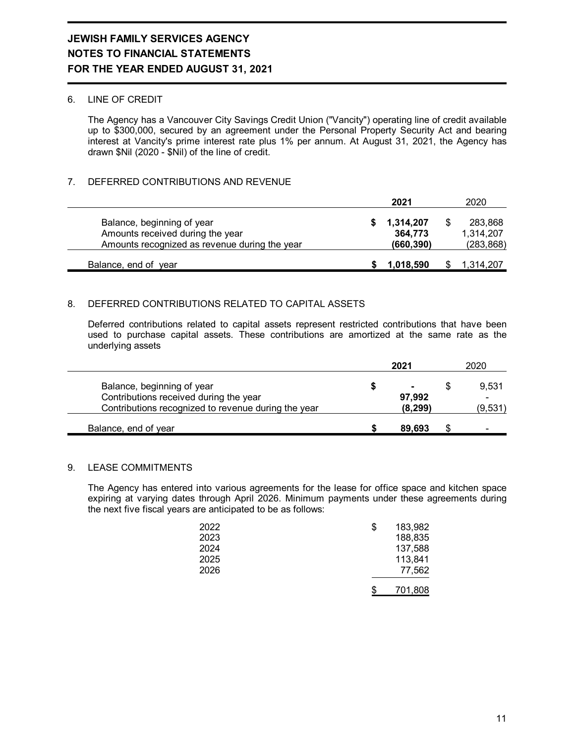# JEWISH FAMILY SERVICES AGENCY
# NOTES TO FINANCIAL STATEMENTS
# FOR THE YEAR ENDED AUGUST 31, 2021

## 6. LINE OF CREDIT

The Agency has a Vancouver City Savings Credit Union ("Vancity") operating line of credit available up to $300,000, secured by an agreement under the Personal Property Security Act and bearing interest at Vancity's prime interest rate plus 1% per annum. At August 31, 2021, the Agency has drawn $Nil (2020 - $Nil) of the line of credit.

## 7. DEFERRED CONTRIBUTIONS AND REVENUE

| | **2021** | 2020 |
|---|---|---|
| Balance, beginning of year | **$ 1,314,207** | $ 283,868 |
| Amounts received during the year | **364,773** | 1,314,207 |
| Amounts recognized as revenue during the year | **(660,390)** | (283,868) |
| Balance, end of year | **$ 1,018,590** | $ 1,314,207 |

## 8. DEFERRED CONTRIBUTIONS RELATED TO CAPITAL ASSETS

Deferred contributions related to capital assets represent restricted contributions that have been used to purchase capital assets. These contributions are amortized at the same rate as the underlying assets

| | **2021** | 2020 |
|---|---|---|
| Balance, beginning of year | **$ -** | $ 9,531 |
| Contributions received during the year | **97,992** | - |
| Contributions recognized to revenue during the year | **(8,299)** | (9,531) |
| Balance, end of year | **$ 89,693** | $ - |

## 9. LEASE COMMITMENTS

The Agency has entered into various agreements for the lease for office space and kitchen space expiring at varying dates through April 2026. Minimum payments under these agreements during the next five fiscal years are anticipated to be as follows:

| | |
|---|---|
| 2022 | $ 183,982 |
| 2023 | 188,835 |
| 2024 | 137,588 |
| 2025 | 113,841 |
| 2026 | 77,562 |
| | $ 701,808 |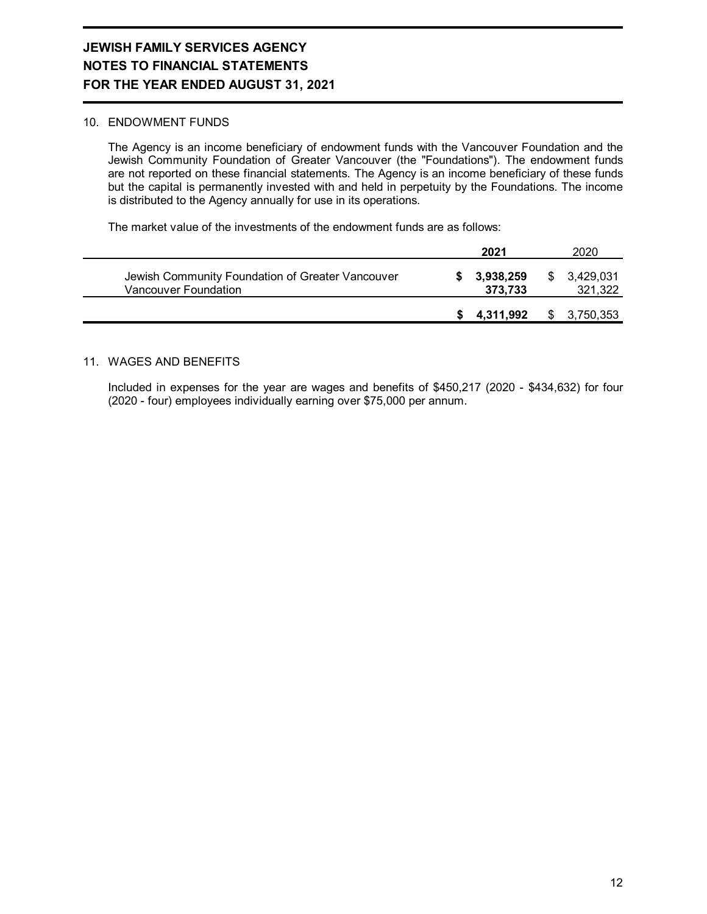# JEWISH FAMILY SERVICES AGENCY
# NOTES TO FINANCIAL STATEMENTS
# FOR THE YEAR ENDED AUGUST 31, 2021

## 10. ENDOWMENT FUNDS

The Agency is an income beneficiary of endowment funds with the Vancouver Foundation and the Jewish Community Foundation of Greater Vancouver (the "Foundations"). The endowment funds are not reported on these financial statements. The Agency is an income beneficiary of these funds but the capital is permanently invested with and held in perpetuity by the Foundations. The income is distributed to the Agency annually for use in its operations.

The market value of the investments of the endowment funds are as follows:

| | **2021** | 2020 |
|---|---|---|
| Jewish Community Foundation of Greater Vancouver | **$ 3,938,259** | $ 3,429,031 |
| Vancouver Foundation | **373,733** | 321,322 |
| | **$ 4,311,992** | $ 3,750,353 |

## 11. WAGES AND BENEFITS

Included in expenses for the year are wages and benefits of $450,217 (2020 - $434,632) for four (2020 - four) employees individually earning over $75,000 per annum.